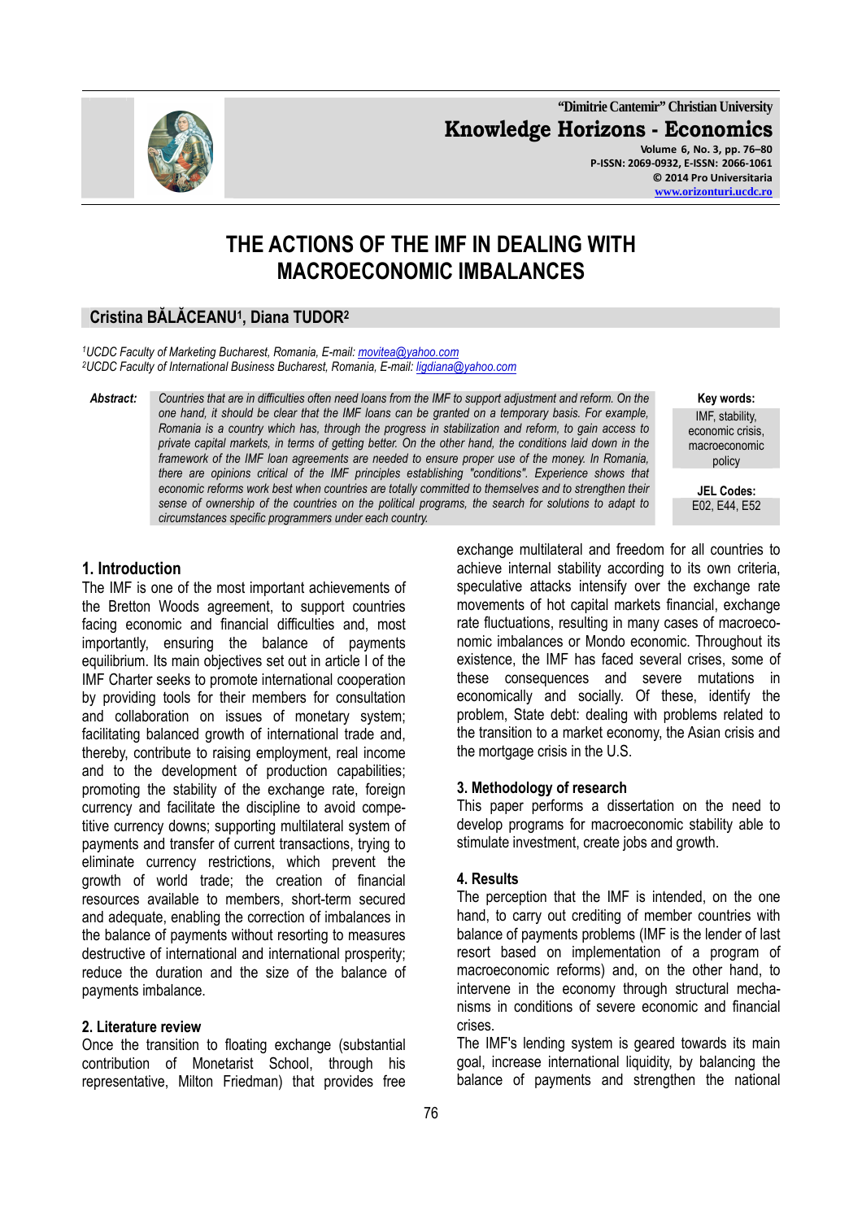# THE ACTIONS OF THE IMF IN DEALING WITH MACROECONOMIC IMBALANCES

**Cristina BĂLĂCEANU[1], Diana TUDOR[2]**

*[1]UCDC Faculty of Marketing Bucharest, Romania, E-mail: movitea@yahoo.com*
*[2]UCDC Faculty of International Business Bucharest, Romania, E-mail: ligdiana@yahoo.com*

***Abstract:*** *Countries that are in difficulties often need loans from the IMF to support adjustment and reform. On the one hand, it should be clear that the IMF loans can be granted on a temporary basis. For example, Romania is a country which has, through the progress in stabilization and reform, to gain access to private capital markets, in terms of getting better. On the other hand, the conditions laid down in the framework of the IMF loan agreements are needed to ensure proper use of the money. In Romania, there are opinions critical of the IMF principles establishing "conditions". Experience shows that economic reforms work best when countries are totally committed to themselves and to strengthen their sense of ownership of the countries on the political programs, the search for solutions to adapt to circumstances specific programmers under each country.*

**Key words:** IMF, stability, economic crisis, macroeconomic policy

**JEL Codes:** E02, E44, E52

## 1. Introduction

The IMF is one of the most important achievements of the Bretton Woods agreement, to support countries facing economic and financial difficulties and, most importantly, ensuring the balance of payments equilibrium. Its main objectives set out in article I of the IMF Charter seeks to promote international cooperation by providing tools for their members for consultation and collaboration on issues of monetary system; facilitating balanced growth of international trade and, thereby, contribute to raising employment, real income and to the development of production capabilities; promoting the stability of the exchange rate, foreign currency and facilitate the discipline to avoid competitive currency downs; supporting multilateral system of payments and transfer of current transactions, trying to eliminate currency restrictions, which prevent the growth of world trade; the creation of financial resources available to members, short-term secured and adequate, enabling the correction of imbalances in the balance of payments without resorting to measures destructive of international and international prosperity; reduce the duration and the size of the balance of payments imbalance.

## 2. Literature review

Once the transition to floating exchange (substantial contribution of Monetarist School, through his representative, Milton Friedman) that provides free exchange multilateral and freedom for all countries to achieve internal stability according to its own criteria, speculative attacks intensify over the exchange rate movements of hot capital markets financial, exchange rate fluctuations, resulting in many cases of macroeconomic imbalances or Mondo economic. Throughout its existence, the IMF has faced several crises, some of these consequences and severe mutations in economically and socially. Of these, identify the problem, State debt: dealing with problems related to the transition to a market economy, the Asian crisis and the mortgage crisis in the U.S.

## 3. Methodology of research

This paper performs a dissertation on the need to develop programs for macroeconomic stability able to stimulate investment, create jobs and growth.

## 4. Results

The perception that the IMF is intended, on the one hand, to carry out crediting of member countries with balance of payments problems (IMF is the lender of last resort based on implementation of a program of macroeconomic reforms) and, on the other hand, to intervene in the economy through structural mechanisms in conditions of severe economic and financial crises.

The IMF's lending system is geared towards its main goal, increase international liquidity, by balancing the balance of payments and strengthen the national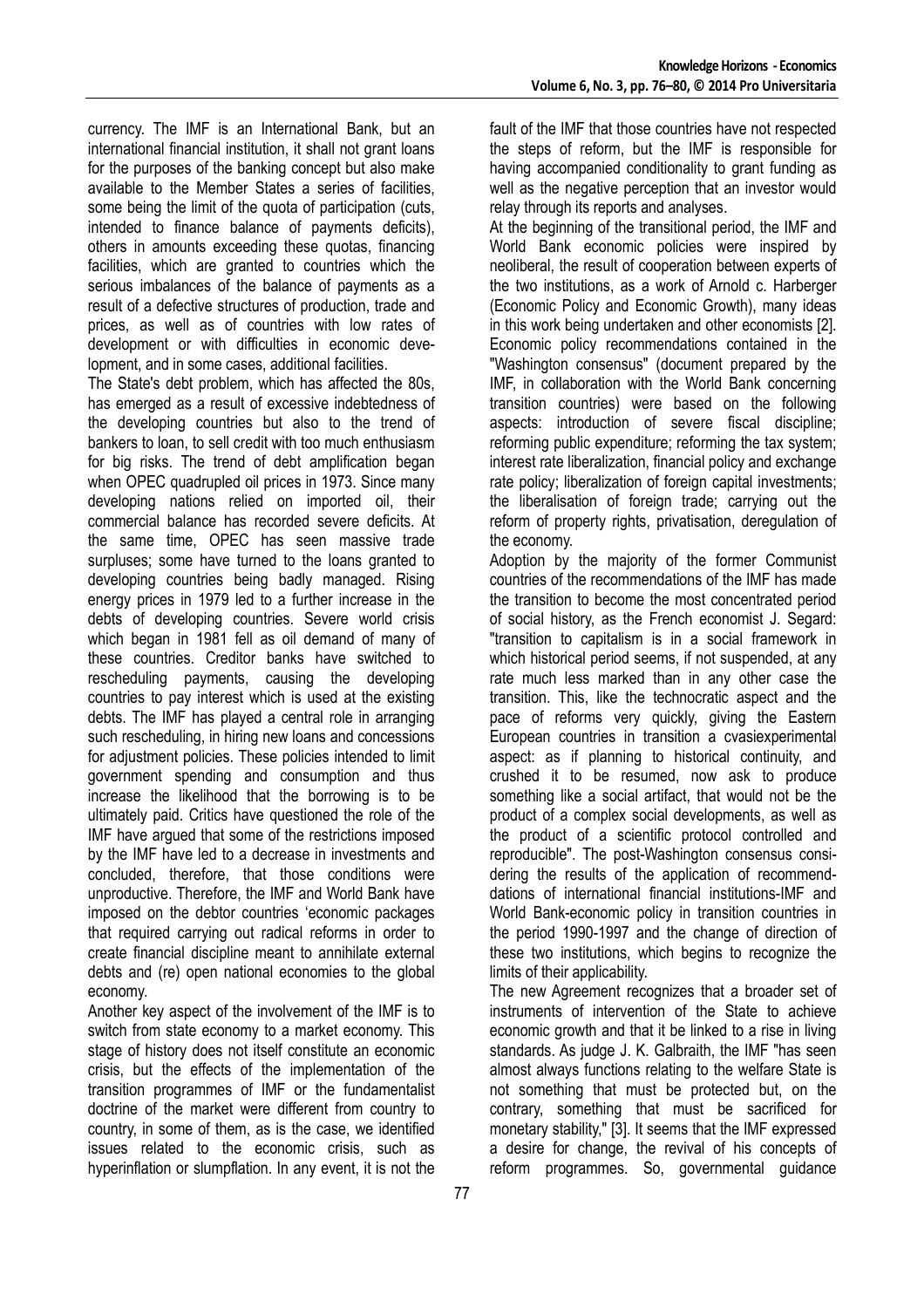currency. The IMF is an International Bank, but an international financial institution, it shall not grant loans for the purposes of the banking concept but also make available to the Member States a series of facilities, some being the limit of the quota of participation (cuts, intended to finance balance of payments deficits), others in amounts exceeding these quotas, financing facilities, which are granted to countries which the serious imbalances of the balance of payments as a result of a defective structures of production, trade and prices, as well as of countries with low rates of development or with difficulties in economic development, and in some cases, additional facilities.

The State's debt problem, which has affected the 80s, has emerged as a result of excessive indebtedness of the developing countries but also to the trend of bankers to loan, to sell credit with too much enthusiasm for big risks. The trend of debt amplification began when OPEC quadrupled oil prices in 1973. Since many developing nations relied on imported oil, their commercial balance has recorded severe deficits. At the same time, OPEC has seen massive trade surpluses; some have turned to the loans granted to developing countries being badly managed. Rising energy prices in 1979 led to a further increase in the debts of developing countries. Severe world crisis which began in 1981 fell as oil demand of many of these countries. Creditor banks have switched to rescheduling payments, causing the developing countries to pay interest which is used at the existing debts. The IMF has played a central role in arranging such rescheduling, in hiring new loans and concessions for adjustment policies. These policies intended to limit government spending and consumption and thus increase the likelihood that the borrowing is to be ultimately paid. Critics have questioned the role of the IMF have argued that some of the restrictions imposed by the IMF have led to a decrease in investments and concluded, therefore, that those conditions were unproductive. Therefore, the IMF and World Bank have imposed on the debtor countries 'economic packages that required carrying out radical reforms in order to create financial discipline meant to annihilate external debts and (re) open national economies to the global economy.

Another key aspect of the involvement of the IMF is to switch from state economy to a market economy. This stage of history does not itself constitute an economic crisis, but the effects of the implementation of the transition programmes of IMF or the fundamentalist doctrine of the market were different from country to country, in some of them, as is the case, we identified issues related to the economic crisis, such as hyperinflation or slumpflation. In any event, it is not the fault of the IMF that those countries have not respected the steps of reform, but the IMF is responsible for having accompanied conditionality to grant funding as well as the negative perception that an investor would relay through its reports and analyses.

At the beginning of the transitional period, the IMF and World Bank economic policies were inspired by neoliberal, the result of cooperation between experts of the two institutions, as a work of Arnold c. Harberger (Economic Policy and Economic Growth), many ideas in this work being undertaken and other economists [2]. Economic policy recommendations contained in the "Washington consensus" (document prepared by the IMF, in collaboration with the World Bank concerning transition countries) were based on the following aspects: introduction of severe fiscal discipline; reforming public expenditure; reforming the tax system; interest rate liberalization, financial policy and exchange rate policy; liberalization of foreign capital investments; the liberalisation of foreign trade; carrying out the reform of property rights, privatisation, deregulation of the economy.

Adoption by the majority of the former Communist countries of the recommendations of the IMF has made the transition to become the most concentrated period of social history, as the French economist J. Segard: "transition to capitalism is in a social framework in which historical period seems, if not suspended, at any rate much less marked than in any other case the transition. This, like the technocratic aspect and the pace of reforms very quickly, giving the Eastern European countries in transition a cvasiexperimental aspect: as if planning to historical continuity, and crushed it to be resumed, now ask to produce something like a social artifact, that would not be the product of a complex social developments, as well as the product of a scientific protocol controlled and reproducible". The post-Washington consensus considering the results of the application of recommenddations of international financial institutions-IMF and World Bank-economic policy in transition countries in the period 1990-1997 and the change of direction of these two institutions, which begins to recognize the limits of their applicability.

The new Agreement recognizes that a broader set of instruments of intervention of the State to achieve economic growth and that it be linked to a rise in living standards. As judge J. K. Galbraith, the IMF "has seen almost always functions relating to the welfare State is not something that must be protected but, on the contrary, something that must be sacrificed for monetary stability," [3]. It seems that the IMF expressed a desire for change, the revival of his concepts of reform programmes. So, governmental guidance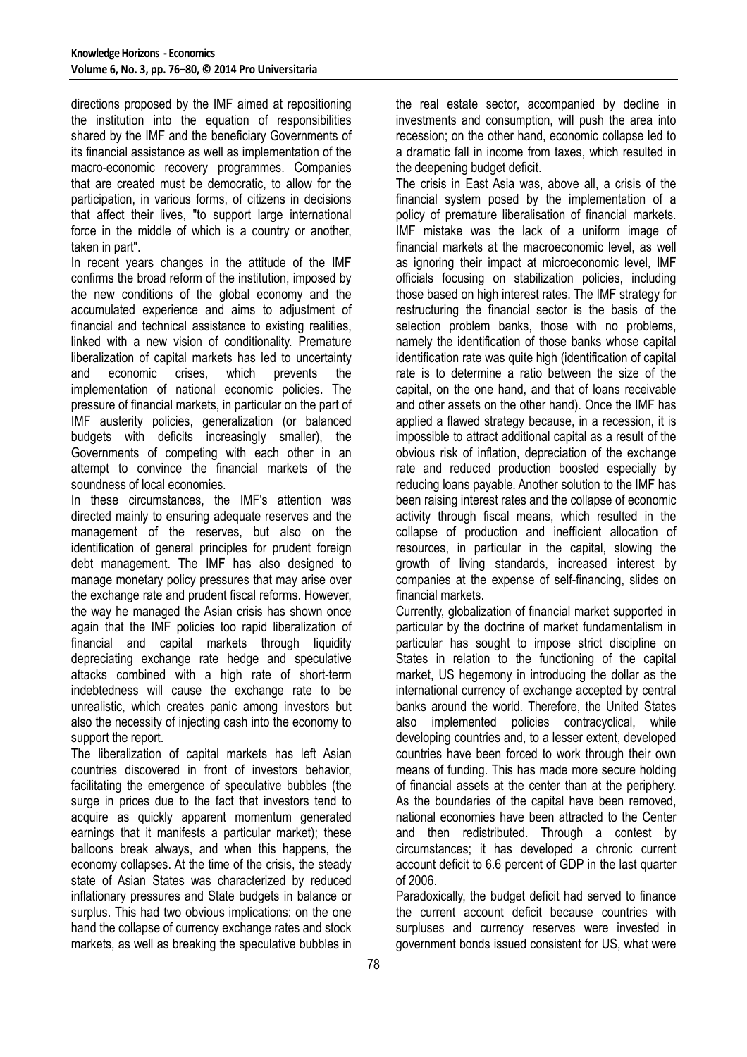directions proposed by the IMF aimed at repositioning the institution into the equation of responsibilities shared by the IMF and the beneficiary Governments of its financial assistance as well as implementation of the macro-economic recovery programmes. Companies that are created must be democratic, to allow for the participation, in various forms, of citizens in decisions that affect their lives, "to support large international force in the middle of which is a country or another, taken in part".

In recent years changes in the attitude of the IMF confirms the broad reform of the institution, imposed by the new conditions of the global economy and the accumulated experience and aims to adjustment of financial and technical assistance to existing realities, linked with a new vision of conditionality. Premature liberalization of capital markets has led to uncertainty and economic crises, which prevents the implementation of national economic policies. The pressure of financial markets, in particular on the part of IMF austerity policies, generalization (or balanced budgets with deficits increasingly smaller), the Governments of competing with each other in an attempt to convince the financial markets of the soundness of local economies.

In these circumstances, the IMF's attention was directed mainly to ensuring adequate reserves and the management of the reserves, but also on the identification of general principles for prudent foreign debt management. The IMF has also designed to manage monetary policy pressures that may arise over the exchange rate and prudent fiscal reforms. However, the way he managed the Asian crisis has shown once again that the IMF policies too rapid liberalization of financial and capital markets through liquidity depreciating exchange rate hedge and speculative attacks combined with a high rate of short-term indebtedness will cause the exchange rate to be unrealistic, which creates panic among investors but also the necessity of injecting cash into the economy to support the report.

The liberalization of capital markets has left Asian countries discovered in front of investors behavior, facilitating the emergence of speculative bubbles (the surge in prices due to the fact that investors tend to acquire as quickly apparent momentum generated earnings that it manifests a particular market); these balloons break always, and when this happens, the economy collapses. At the time of the crisis, the steady state of Asian States was characterized by reduced inflationary pressures and State budgets in balance or surplus. This had two obvious implications: on the one hand the collapse of currency exchange rates and stock markets, as well as breaking the speculative bubbles in the real estate sector, accompanied by decline in investments and consumption, will push the area into recession; on the other hand, economic collapse led to a dramatic fall in income from taxes, which resulted in the deepening budget deficit.

The crisis in East Asia was, above all, a crisis of the financial system posed by the implementation of a policy of premature liberalisation of financial markets. IMF mistake was the lack of a uniform image of financial markets at the macroeconomic level, as well as ignoring their impact at microeconomic level, IMF officials focusing on stabilization policies, including those based on high interest rates. The IMF strategy for restructuring the financial sector is the basis of the selection problem banks, those with no problems, namely the identification of those banks whose capital identification rate was quite high (identification of capital rate is to determine a ratio between the size of the capital, on the one hand, and that of loans receivable and other assets on the other hand). Once the IMF has applied a flawed strategy because, in a recession, it is impossible to attract additional capital as a result of the obvious risk of inflation, depreciation of the exchange rate and reduced production boosted especially by reducing loans payable. Another solution to the IMF has been raising interest rates and the collapse of economic activity through fiscal means, which resulted in the collapse of production and inefficient allocation of resources, in particular in the capital, slowing the growth of living standards, increased interest by companies at the expense of self-financing, slides on financial markets.

Currently, globalization of financial market supported in particular by the doctrine of market fundamentalism in particular has sought to impose strict discipline on States in relation to the functioning of the capital market, US hegemony in introducing the dollar as the international currency of exchange accepted by central banks around the world. Therefore, the United States also implemented policies contracyclical, while developing countries and, to a lesser extent, developed countries have been forced to work through their own means of funding. This has made more secure holding of financial assets at the center than at the periphery. As the boundaries of the capital have been removed, national economies have been attracted to the Center and then redistributed. Through a contest by circumstances; it has developed a chronic current account deficit to 6.6 percent of GDP in the last quarter of 2006.

Paradoxically, the budget deficit had served to finance the current account deficit because countries with surpluses and currency reserves were invested in government bonds issued consistent for US, what were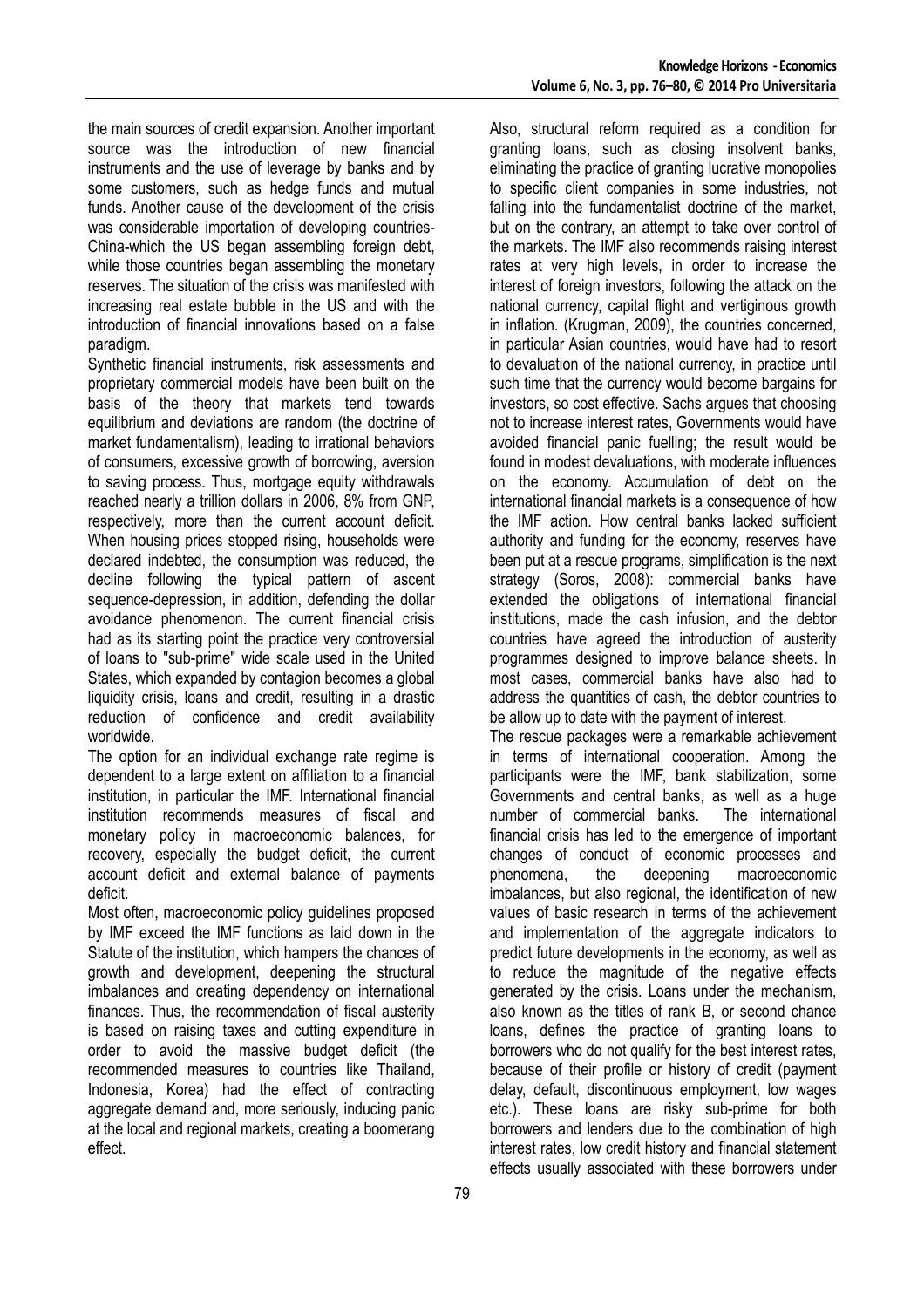the main sources of credit expansion. Another important source was the introduction of new financial instruments and the use of leverage by banks and by some customers, such as hedge funds and mutual funds. Another cause of the development of the crisis was considerable importation of developing countries-China-which the US began assembling foreign debt, while those countries began assembling the monetary reserves. The situation of the crisis was manifested with increasing real estate bubble in the US and with the introduction of financial innovations based on a false paradigm.

Synthetic financial instruments, risk assessments and proprietary commercial models have been built on the basis of the theory that markets tend towards equilibrium and deviations are random (the doctrine of market fundamentalism), leading to irrational behaviors of consumers, excessive growth of borrowing, aversion to saving process. Thus, mortgage equity withdrawals reached nearly a trillion dollars in 2006, 8% from GNP, respectively, more than the current account deficit. When housing prices stopped rising, households were declared indebted, the consumption was reduced, the decline following the typical pattern of ascent sequence-depression, in addition, defending the dollar avoidance phenomenon. The current financial crisis had as its starting point the practice very controversial of loans to "sub-prime" wide scale used in the United States, which expanded by contagion becomes a global liquidity crisis, loans and credit, resulting in a drastic reduction of confidence and credit availability worldwide.

The option for an individual exchange rate regime is dependent to a large extent on affiliation to a financial institution, in particular the IMF. International financial institution recommends measures of fiscal and monetary policy in macroeconomic balances, for recovery, especially the budget deficit, the current account deficit and external balance of payments deficit.

Most often, macroeconomic policy guidelines proposed by IMF exceed the IMF functions as laid down in the Statute of the institution, which hampers the chances of growth and development, deepening the structural imbalances and creating dependency on international finances. Thus, the recommendation of fiscal austerity is based on raising taxes and cutting expenditure in order to avoid the massive budget deficit (the recommended measures to countries like Thailand, Indonesia, Korea) had the effect of contracting aggregate demand and, more seriously, inducing panic at the local and regional markets, creating a boomerang effect.

Also, structural reform required as a condition for granting loans, such as closing insolvent banks, eliminating the practice of granting lucrative monopolies to specific client companies in some industries, not falling into the fundamentalist doctrine of the market, but on the contrary, an attempt to take over control of the markets. The IMF also recommends raising interest rates at very high levels, in order to increase the interest of foreign investors, following the attack on the national currency, capital flight and vertiginous growth in inflation. (Krugman, 2009), the countries concerned, in particular Asian countries, would have had to resort to devaluation of the national currency, in practice until such time that the currency would become bargains for investors, so cost effective. Sachs argues that choosing not to increase interest rates, Governments would have avoided financial panic fuelling; the result would be found in modest devaluations, with moderate influences on the economy. Accumulation of debt on the international financial markets is a consequence of how the IMF action. How central banks lacked sufficient authority and funding for the economy, reserves have been put at a rescue programs, simplification is the next strategy (Soros, 2008): commercial banks have extended the obligations of international financial institutions, made the cash infusion, and the debtor countries have agreed the introduction of austerity programmes designed to improve balance sheets. In most cases, commercial banks have also had to address the quantities of cash, the debtor countries to be allow up to date with the payment of interest.

The rescue packages were a remarkable achievement in terms of international cooperation. Among the participants were the IMF, bank stabilization, some Governments and central banks, as well as a huge number of commercial banks. The international financial crisis has led to the emergence of important changes of conduct of economic processes and phenomena, the deepening macroeconomic imbalances, but also regional, the identification of new values of basic research in terms of the achievement and implementation of the aggregate indicators to predict future developments in the economy, as well as to reduce the magnitude of the negative effects generated by the crisis. Loans under the mechanism, also known as the titles of rank B, or second chance loans, defines the practice of granting loans to borrowers who do not qualify for the best interest rates, because of their profile or history of credit (payment delay, default, discontinuous employment, low wages etc.). These loans are risky sub-prime for both borrowers and lenders due to the combination of high interest rates, low credit history and financial statement effects usually associated with these borrowers under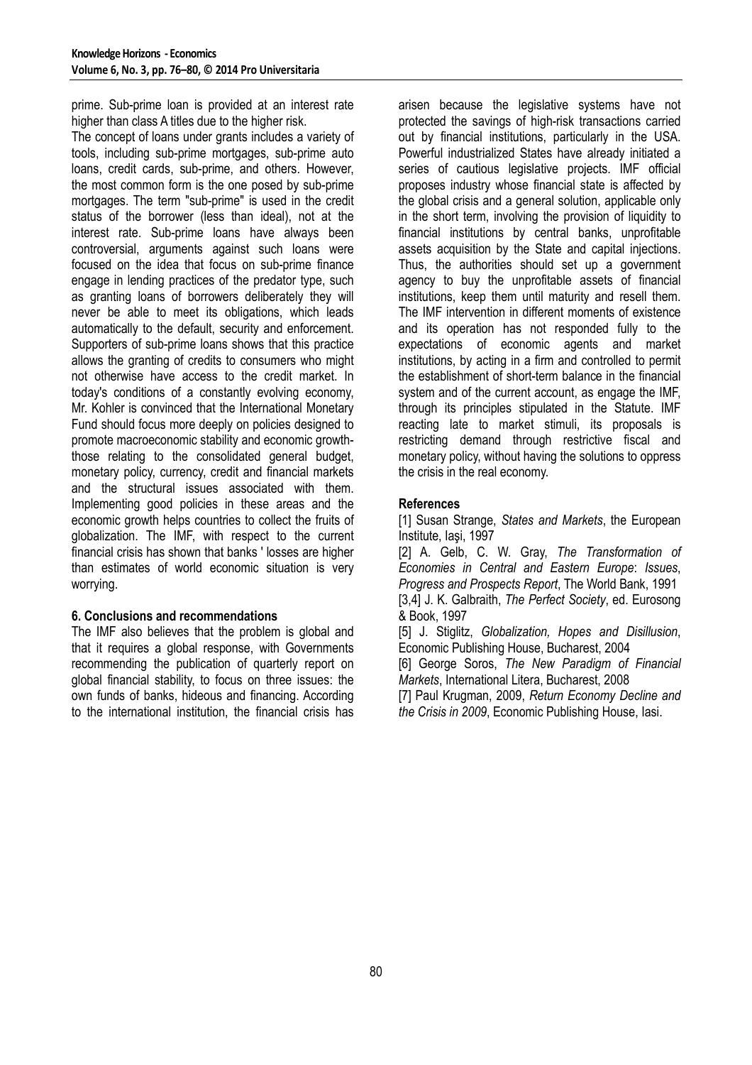prime. Sub-prime loan is provided at an interest rate higher than class A titles due to the higher risk.

The concept of loans under grants includes a variety of tools, including sub-prime mortgages, sub-prime auto loans, credit cards, sub-prime, and others. However, the most common form is the one posed by sub-prime mortgages. The term "sub-prime" is used in the credit status of the borrower (less than ideal), not at the interest rate. Sub-prime loans have always been controversial, arguments against such loans were focused on the idea that focus on sub-prime finance engage in lending practices of the predator type, such as granting loans of borrowers deliberately they will never be able to meet its obligations, which leads automatically to the default, security and enforcement. Supporters of sub-prime loans shows that this practice allows the granting of credits to consumers who might not otherwise have access to the credit market. In today's conditions of a constantly evolving economy, Mr. Kohler is convinced that the International Monetary Fund should focus more deeply on policies designed to promote macroeconomic stability and economic growth-those relating to the consolidated general budget, monetary policy, currency, credit and financial markets and the structural issues associated with them. Implementing good policies in these areas and the economic growth helps countries to collect the fruits of globalization. The IMF, with respect to the current financial crisis has shown that banks ' losses are higher than estimates of world economic situation is very worrying.

## 6. Conclusions and recommendations

The IMF also believes that the problem is global and that it requires a global response, with Governments recommending the publication of quarterly report on global financial stability, to focus on three issues: the own funds of banks, hideous and financing. According to the international institution, the financial crisis has arisen because the legislative systems have not protected the savings of high-risk transactions carried out by financial institutions, particularly in the USA. Powerful industrialized States have already initiated a series of cautious legislative projects. IMF official proposes industry whose financial state is affected by the global crisis and a general solution, applicable only in the short term, involving the provision of liquidity to financial institutions by central banks, unprofitable assets acquisition by the State and capital injections. Thus, the authorities should set up a government agency to buy the unprofitable assets of financial institutions, keep them until maturity and resell them. The IMF intervention in different moments of existence and its operation has not responded fully to the expectations of economic agents and market institutions, by acting in a firm and controlled to permit the establishment of short-term balance in the financial system and of the current account, as engage the IMF, through its principles stipulated in the Statute. IMF reacting late to market stimuli, its proposals is restricting demand through restrictive fiscal and monetary policy, without having the solutions to oppress the crisis in the real economy.

## References

[1] Susan Strange, *States and Markets*, the European Institute, Iaşi, 1997

[2] A. Gelb, C. W. Gray, *The Transformation of Economies in Central and Eastern Europe*: *Issues*, *Progress and Prospects Report*, The World Bank, 1991

[3,4] J. K. Galbraith, *The Perfect Society*, ed. Eurosong & Book, 1997

[5] J. Stiglitz, *Globalization, Hopes and Disillusion*, Economic Publishing House, Bucharest, 2004

[6] George Soros, *The New Paradigm of Financial Markets*, International Litera, Bucharest, 2008

[7] Paul Krugman, 2009, *Return Economy Decline and the Crisis in 2009*, Economic Publishing House, Iasi.